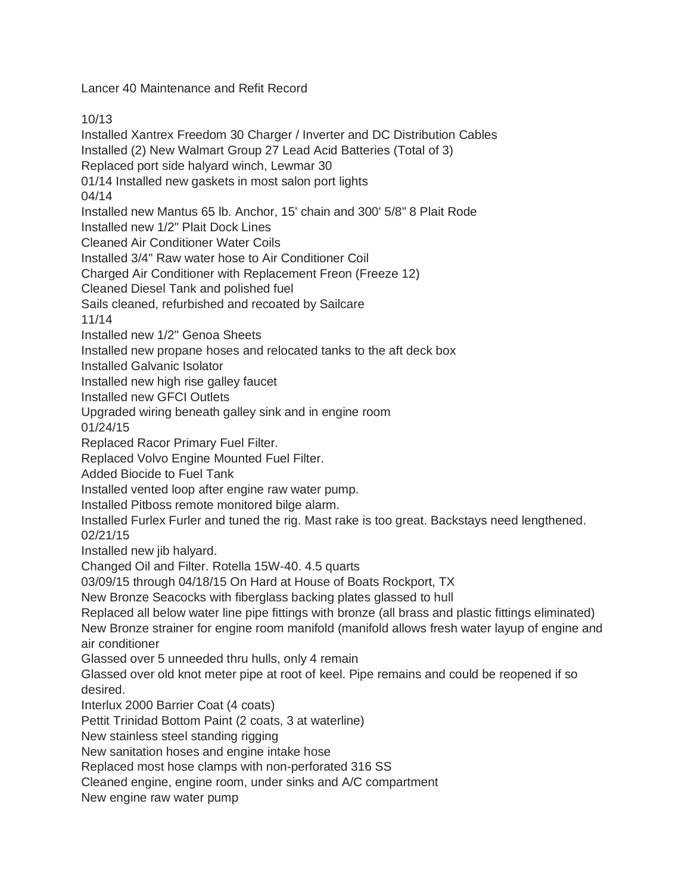# Lancer 40 Maintenance and Refit Record

10/13

Installed Xantrex Freedom 30 Charger / Inverter and DC Distribution Cables
Installed (2) New Walmart Group 27 Lead Acid Batteries (Total of 3)
Replaced port side halyard winch, Lewmar 30

01/14 Installed new gaskets in most salon port lights

04/14

Installed new Mantus 65 lb. Anchor, 15' chain and 300' 5/8" 8 Plait Rode
Installed new 1/2" Plait Dock Lines
Cleaned Air Conditioner Water Coils
Installed 3/4" Raw water hose to Air Conditioner Coil
Charged Air Conditioner with Replacement Freon (Freeze 12)
Cleaned Diesel Tank and polished fuel
Sails cleaned, refurbished and recoated by Sailcare

11/14

Installed new 1/2" Genoa Sheets
Installed new propane hoses and relocated tanks to the aft deck box
Installed Galvanic Isolator
Installed new high rise galley faucet
Installed new GFCI Outlets
Upgraded wiring beneath galley sink and in engine room

01/24/15

Replaced Racor Primary Fuel Filter.
Replaced Volvo Engine Mounted Fuel Filter.
Added Biocide to Fuel Tank
Installed vented loop after engine raw water pump.
Installed Pitboss remote monitored bilge alarm.
Installed Furlex Furler and tuned the rig. Mast rake is too great. Backstays need lengthened.

02/21/15

Installed new jib halyard.
Changed Oil and Filter. Rotella 15W-40. 4.5 quarts

03/09/15 through 04/18/15 On Hard at House of Boats Rockport, TX

New Bronze Seacocks with fiberglass backing plates glassed to hull
Replaced all below water line pipe fittings with bronze (all brass and plastic fittings eliminated)
New Bronze strainer for engine room manifold (manifold allows fresh water layup of engine and air conditioner
Glassed over 5 unneeded thru hulls, only 4 remain
Glassed over old knot meter pipe at root of keel. Pipe remains and could be reopened if so desired.
Interlux 2000 Barrier Coat (4 coats)
Pettit Trinidad Bottom Paint (2 coats, 3 at waterline)
New stainless steel standing rigging
New sanitation hoses and engine intake hose
Replaced most hose clamps with non-perforated 316 SS
Cleaned engine, engine room, under sinks and A/C compartment
New engine raw water pump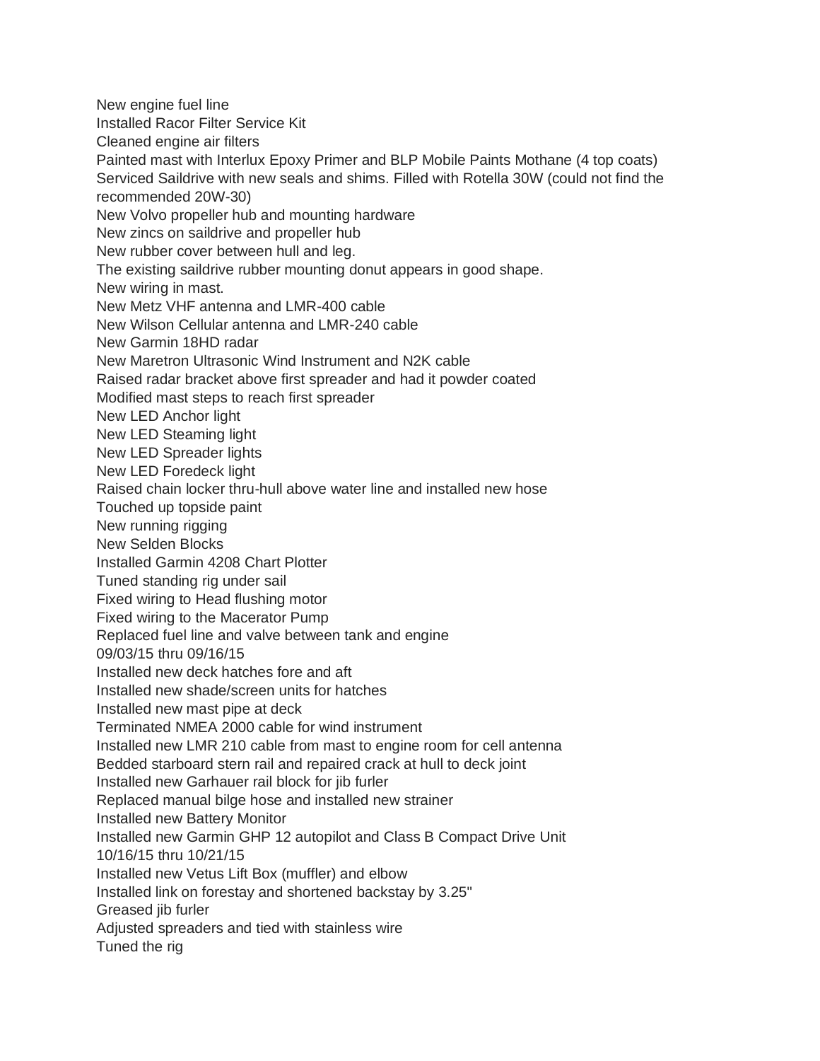New engine fuel line
Installed Racor Filter Service Kit
Cleaned engine air filters
Painted mast with Interlux Epoxy Primer and BLP Mobile Paints Mothane (4 top coats)
Serviced Saildrive with new seals and shims. Filled with Rotella 30W (could not find the recommended 20W-30)
New Volvo propeller hub and mounting hardware
New zincs on saildrive and propeller hub
New rubber cover between hull and leg.
The existing saildrive rubber mounting donut appears in good shape.
New wiring in mast.
New Metz VHF antenna and LMR-400 cable
New Wilson Cellular antenna and LMR-240 cable
New Garmin 18HD radar
New Maretron Ultrasonic Wind Instrument and N2K cable
Raised radar bracket above first spreader and had it powder coated
Modified mast steps to reach first spreader
New LED Anchor light
New LED Steaming light
New LED Spreader lights
New LED Foredeck light
Raised chain locker thru-hull above water line and installed new hose
Touched up topside paint
New running rigging
New Selden Blocks
Installed Garmin 4208 Chart Plotter
Tuned standing rig under sail
Fixed wiring to Head flushing motor
Fixed wiring to the Macerator Pump
Replaced fuel line and valve between tank and engine
09/03/15 thru 09/16/15
Installed new deck hatches fore and aft
Installed new shade/screen units for hatches
Installed new mast pipe at deck
Terminated NMEA 2000 cable for wind instrument
Installed new LMR 210 cable from mast to engine room for cell antenna
Bedded starboard stern rail and repaired crack at hull to deck joint
Installed new Garhauer rail block for jib furler
Replaced manual bilge hose and installed new strainer
Installed new Battery Monitor
Installed new Garmin GHP 12 autopilot and Class B Compact Drive Unit
10/16/15 thru 10/21/15
Installed new Vetus Lift Box (muffler) and elbow
Installed link on forestay and shortened backstay by 3.25"
Greased jib furler
Adjusted spreaders and tied with stainless wire
Tuned the rig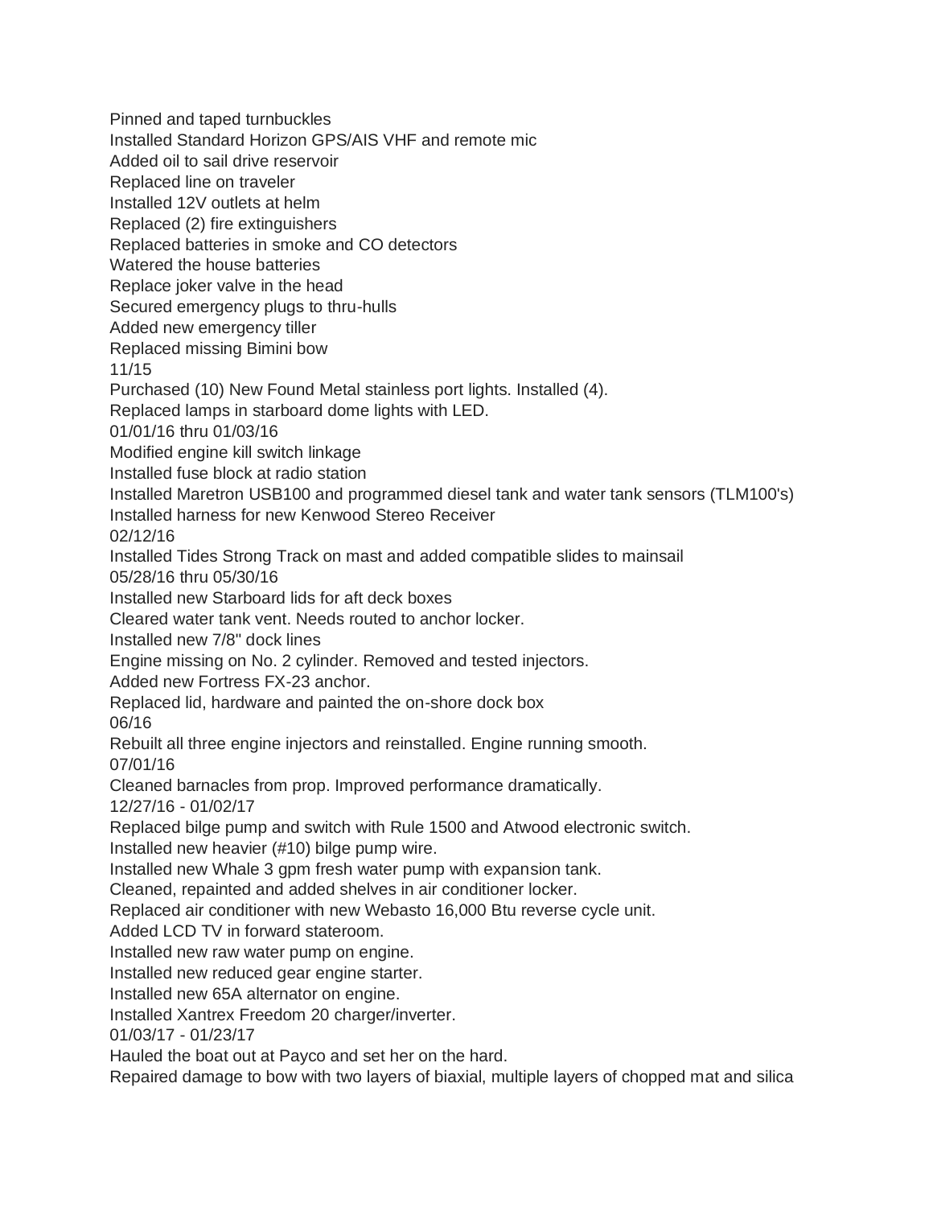Pinned and taped turnbuckles
Installed Standard Horizon GPS/AIS VHF and remote mic
Added oil to sail drive reservoir
Replaced line on traveler
Installed 12V outlets at helm
Replaced (2) fire extinguishers
Replaced batteries in smoke and CO detectors
Watered the house batteries
Replace joker valve in the head
Secured emergency plugs to thru-hulls
Added new emergency tiller
Replaced missing Bimini bow

11/15

Purchased (10) New Found Metal stainless port lights. Installed (4).
Replaced lamps in starboard dome lights with LED.

01/01/16 thru 01/03/16

Modified engine kill switch linkage
Installed fuse block at radio station
Installed Maretron USB100 and programmed diesel tank and water tank sensors (TLM100's)
Installed harness for new Kenwood Stereo Receiver

02/12/16

Installed Tides Strong Track on mast and added compatible slides to mainsail

05/28/16 thru 05/30/16

Installed new Starboard lids for aft deck boxes
Cleared water tank vent. Needs routed to anchor locker.
Installed new 7/8" dock lines
Engine missing on No. 2 cylinder. Removed and tested injectors.
Added new Fortress FX-23 anchor.
Replaced lid, hardware and painted the on-shore dock box

06/16

Rebuilt all three engine injectors and reinstalled. Engine running smooth.

07/01/16

Cleaned barnacles from prop. Improved performance dramatically.

12/27/16 - 01/02/17

Replaced bilge pump and switch with Rule 1500 and Atwood electronic switch.
Installed new heavier (#10) bilge pump wire.
Installed new Whale 3 gpm fresh water pump with expansion tank.
Cleaned, repainted and added shelves in air conditioner locker.
Replaced air conditioner with new Webasto 16,000 Btu reverse cycle unit.
Added LCD TV in forward stateroom.
Installed new raw water pump on engine.
Installed new reduced gear engine starter.
Installed new 65A alternator on engine.
Installed Xantrex Freedom 20 charger/inverter.

01/03/17 - 01/23/17

Hauled the boat out at Payco and set her on the hard.
Repaired damage to bow with two layers of biaxial, multiple layers of chopped mat and silica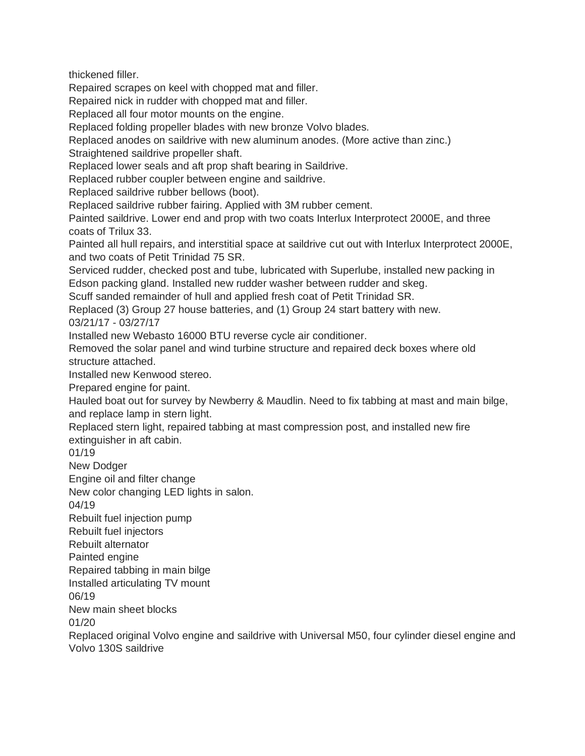thickened filler.

Repaired scrapes on keel with chopped mat and filler.

Repaired nick in rudder with chopped mat and filler.

Replaced all four motor mounts on the engine.

Replaced folding propeller blades with new bronze Volvo blades.

Replaced anodes on saildrive with new aluminum anodes. (More active than zinc.)

Straightened saildrive propeller shaft.

Replaced lower seals and aft prop shaft bearing in Saildrive.

Replaced rubber coupler between engine and saildrive.

Replaced saildrive rubber bellows (boot).

Replaced saildrive rubber fairing. Applied with 3M rubber cement.

Painted saildrive. Lower end and prop with two coats Interlux Interprotect 2000E, and three coats of Trilux 33.

Painted all hull repairs, and interstitial space at saildrive cut out with Interlux Interprotect 2000E, and two coats of Petit Trinidad 75 SR.

Serviced rudder, checked post and tube, lubricated with Superlube, installed new packing in Edson packing gland. Installed new rudder washer between rudder and skeg.

Scuff sanded remainder of hull and applied fresh coat of Petit Trinidad SR.

Replaced (3) Group 27 house batteries, and (1) Group 24 start battery with new.

03/21/17 - 03/27/17

Installed new Webasto 16000 BTU reverse cycle air conditioner.

Removed the solar panel and wind turbine structure and repaired deck boxes where old structure attached.

Installed new Kenwood stereo.

Prepared engine for paint.

Hauled boat out for survey by Newberry & Maudlin. Need to fix tabbing at mast and main bilge, and replace lamp in stern light.

Replaced stern light, repaired tabbing at mast compression post, and installed new fire extinguisher in aft cabin.

01/19

New Dodger

Engine oil and filter change

New color changing LED lights in salon.

04/19

Rebuilt fuel injection pump

Rebuilt fuel injectors

Rebuilt alternator

Painted engine

Repaired tabbing in main bilge

Installed articulating TV mount

06/19

New main sheet blocks

01/20

Replaced original Volvo engine and saildrive with Universal M50, four cylinder diesel engine and Volvo 130S saildrive